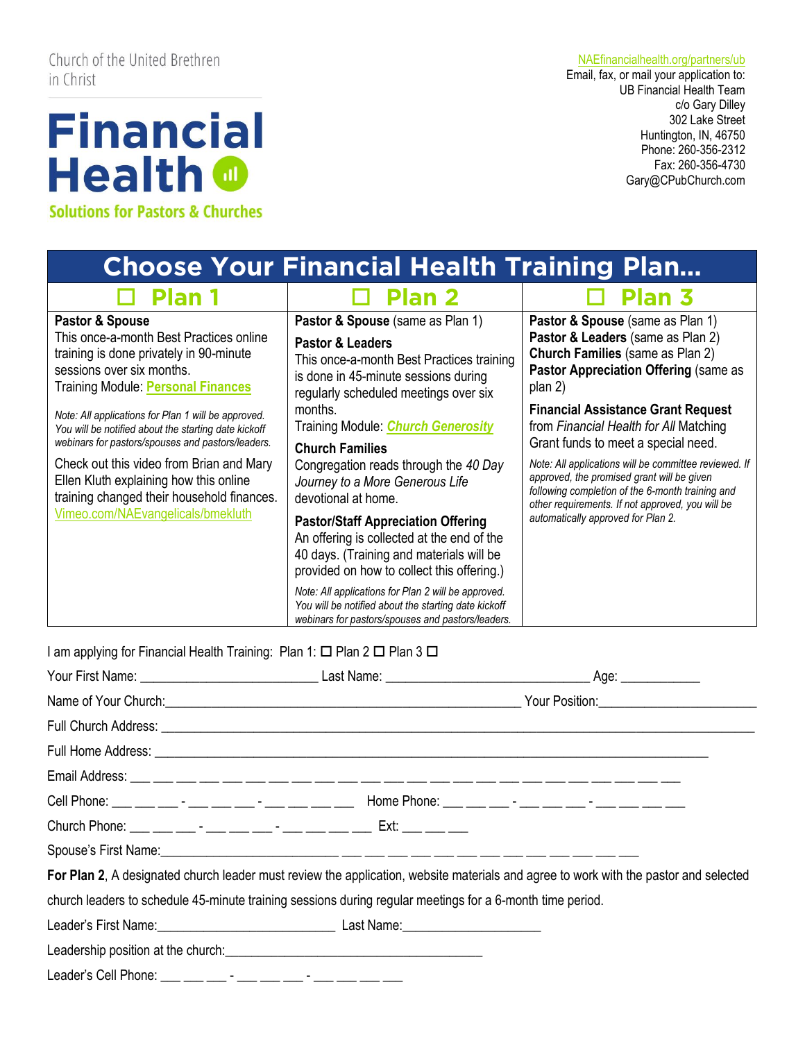Church of the United Brethren in Christ

# Financial Health

**Solutions for Pastors & Churches**

NAEfinancialhealth.org/partners/ub
Email, fax, or mail your application to:
UB Financial Health Team
c/o Gary Dilley
302 Lake Street
Huntington, IN, 46750
Phone: 260-356-2312
Fax: 260-356-4730
Gary@CPubChurch.com

## Choose Your Financial Health Training Plan...

### ☐ Plan 1

**Pastor & Spouse**
This once-a-month Best Practices online training is done privately in 90-minute sessions over six months.
Training Module: **Personal Finances**

*Note: All applications for Plan 1 will be approved. You will be notified about the starting date kickoff webinars for pastors/spouses and pastors/leaders.*

Check out this video from Brian and Mary Ellen Kluth explaining how this online training changed their household finances.
Vimeo.com/NAEvangelicals/bmekluth

### ☐ Plan 2

**Pastor & Spouse** (same as Plan 1)

**Pastor & Leaders**
This once-a-month Best Practices training is done in 45-minute sessions during regularly scheduled meetings over six months.
Training Module: ***Church Generosity***

**Church Families**
Congregation reads through the *40 Day Journey to a More Generous Life* devotional at home.

**Pastor/Staff Appreciation Offering**
An offering is collected at the end of the 40 days. (Training and materials will be provided on how to collect this offering.)

*Note: All applications for Plan 2 will be approved. You will be notified about the starting date kickoff webinars for pastors/spouses and pastors/leaders.*

### ☐ Plan 3

**Pastor & Spouse** (same as Plan 1)
**Pastor & Leaders** (same as Plan 2)
**Church Families** (same as Plan 2)
**Pastor Appreciation Offering** (same as plan 2)

**Financial Assistance Grant Request** from *Financial Health for All* Matching Grant funds to meet a special need.

*Note: All applications will be committee reviewed. If approved, the promised grant will be given following completion of the 6-month training and other requirements. If not approved, you will be automatically approved for Plan 2.*

---

I am applying for Financial Health Training: Plan 1: ☐ Plan 2 ☐ Plan 3 ☐

Your First Name: ________________________ Last Name: ____________________________ Age: ___________

Name of Your Church: ______________________________________________ Your Position: ______________________

Full Church Address: ______________________________________________________________________________

Full Home Address: ____________________________________________________________________________

Email Address: ___ ___ ___ ___ ___ ___ ___ ___ ___ ___ ___ ___ ___ ___ ___ ___ ___ ___ ___ ___ ___ ___ ___ ___

Cell Phone: ___ ___ ___ - ___ ___ ___ - ___ ___ ___ ___ Home Phone: ___ ___ ___ - ___ ___ ___ - ___ ___ ___ ___

Church Phone: ___ ___ ___ - ___ ___ ___ - ___ ___ ___ ___ Ext: ___ ___ ___

Spouse's First Name: ________________________ ___ ___ ___ ___ ___ ___ ___ ___ ___ ___ ___ ___ ___ ___ ___

**For Plan 2**, A designated church leader must review the application, website materials and agree to work with the pastor and selected church leaders to schedule 45-minute training sessions during regular meetings for a 6-month time period.

Leader's First Name: ________________________ Last Name: ___________________

Leadership position at the church: ____________________________________

Leader's Cell Phone: ___ ___ ___ - ___ ___ ___ - ___ ___ ___ ___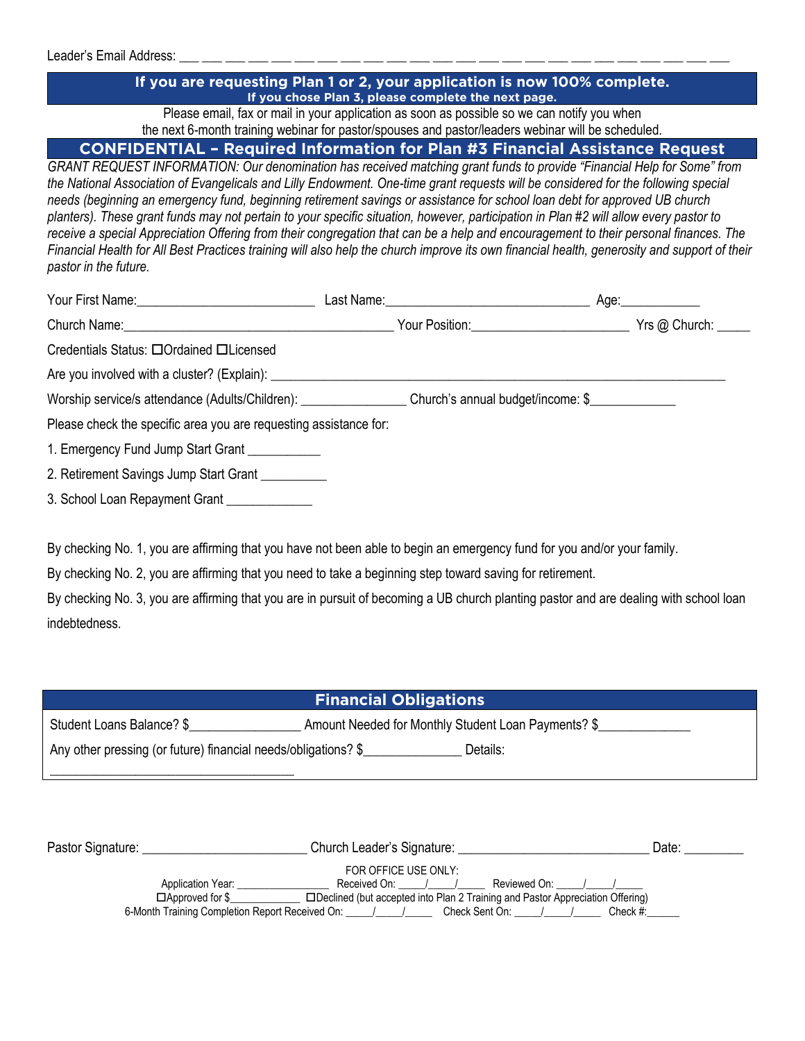Leader's Email Address: ___ ___ ___ ___ ___ ___ ___ ___ ___ ___ ___ ___ ___ ___ ___ ___ ___ ___ ___ ___ ___ ___ ___ ___ ___ ___ ___ ___

**If you are requesting Plan 1 or 2, your application is now 100% complete.**
**If you chose Plan 3, please complete the next page.**

Please email, fax or mail in your application as soon as possible so we can notify you when the next 6-month training webinar for pastor/spouses and pastor/leaders webinar will be scheduled.

## CONFIDENTIAL – Required Information for Plan #3 Financial Assistance Request

*GRANT REQUEST INFORMATION: Our denomination has received matching grant funds to provide "Financial Help for Some" from the National Association of Evangelicals and Lilly Endowment. One-time grant requests will be considered for the following special needs (beginning an emergency fund, beginning retirement savings or assistance for school loan debt for approved UB church planters). These grant funds may not pertain to your specific situation, however, participation in Plan #2 will allow every pastor to receive a special Appreciation Offering from their congregation that can be a help and encouragement to their personal finances. The Financial Health for All Best Practices training will also help the church improve its own financial health, generosity and support of their pastor in the future.*

Your First Name:_________________________ Last Name:_____________________________ Age:___________

Church Name:_______________________________________ Your Position:______________________ Yrs @ Church: _____

Credentials Status: ☐Ordained ☐Licensed

Are you involved with a cluster? (Explain): _____________________________________________________________________

Worship service/s attendance (Adults/Children): _______________ Church's annual budget/income: $____________

Please check the specific area you are requesting assistance for:

1. Emergency Fund Jump Start Grant ___________
2. Retirement Savings Jump Start Grant __________
3. School Loan Repayment Grant _____________

By checking No. 1, you are affirming that you have not been able to begin an emergency fund for you and/or your family.

By checking No. 2, you are affirming that you need to take a beginning step toward saving for retirement.

By checking No. 3, you are affirming that you are in pursuit of becoming a UB church planting pastor and are dealing with school loan indebtedness.

## Financial Obligations

Student Loans Balance? $________________ Amount Needed for Monthly Student Loan Payments? $_____________

Any other pressing (or future) financial needs/obligations? $______________ Details:

___________________________________

Pastor Signature: ________________________ Church Leader's Signature: ____________________________ Date: _________

FOR OFFICE USE ONLY:

Application Year: ________________ Received On: _____/_____/_____ Reviewed On: _____/_____/_____

☐Approved for $_____________ ☐Declined (but accepted into Plan 2 Training and Pastor Appreciation Offering)

6-Month Training Completion Report Received On: _____/_____/_____ Check Sent On: _____/_____/_____ Check #:______